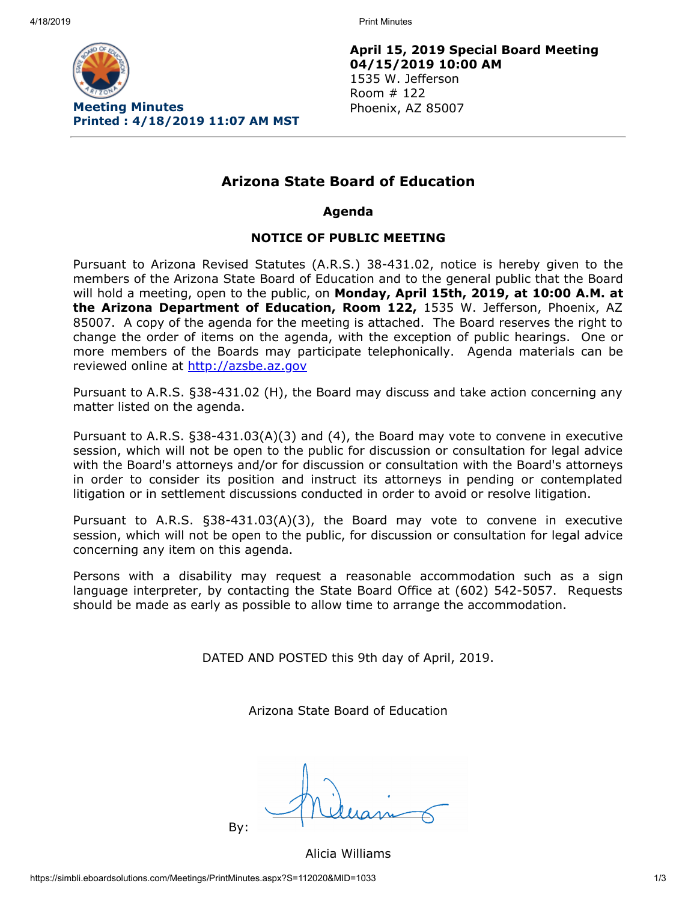**Meeting Minutes**
**Printed : 4/18/2019 11:07 AM MST**

**April 15, 2019 Special Board Meeting**
**04/15/2019 10:00 AM**
1535 W. Jefferson
Room # 122
Phoenix, AZ 85007

## Arizona State Board of Education

### Agenda

### NOTICE OF PUBLIC MEETING

Pursuant to Arizona Revised Statutes (A.R.S.) 38-431.02, notice is hereby given to the members of the Arizona State Board of Education and to the general public that the Board will hold a meeting, open to the public, on **Monday, April 15th, 2019, at 10:00 A.M. at the Arizona Department of Education, Room 122,** 1535 W. Jefferson, Phoenix, AZ 85007. A copy of the agenda for the meeting is attached. The Board reserves the right to change the order of items on the agenda, with the exception of public hearings. One or more members of the Boards may participate telephonically. Agenda materials can be reviewed online at http://azsbe.az.gov

Pursuant to A.R.S. §38-431.02 (H), the Board may discuss and take action concerning any matter listed on the agenda.

Pursuant to A.R.S. §38-431.03(A)(3) and (4), the Board may vote to convene in executive session, which will not be open to the public for discussion or consultation for legal advice with the Board's attorneys and/or for discussion or consultation with the Board's attorneys in order to consider its position and instruct its attorneys in pending or contemplated litigation or in settlement discussions conducted in order to avoid or resolve litigation.

Pursuant to A.R.S. §38-431.03(A)(3), the Board may vote to convene in executive session, which will not be open to the public, for discussion or consultation for legal advice concerning any item on this agenda.

Persons with a disability may request a reasonable accommodation such as a sign language interpreter, by contacting the State Board Office at (602) 542-5057. Requests should be made as early as possible to allow time to arrange the accommodation.

DATED AND POSTED this 9th day of April, 2019.

Arizona State Board of Education

By:

Alicia Williams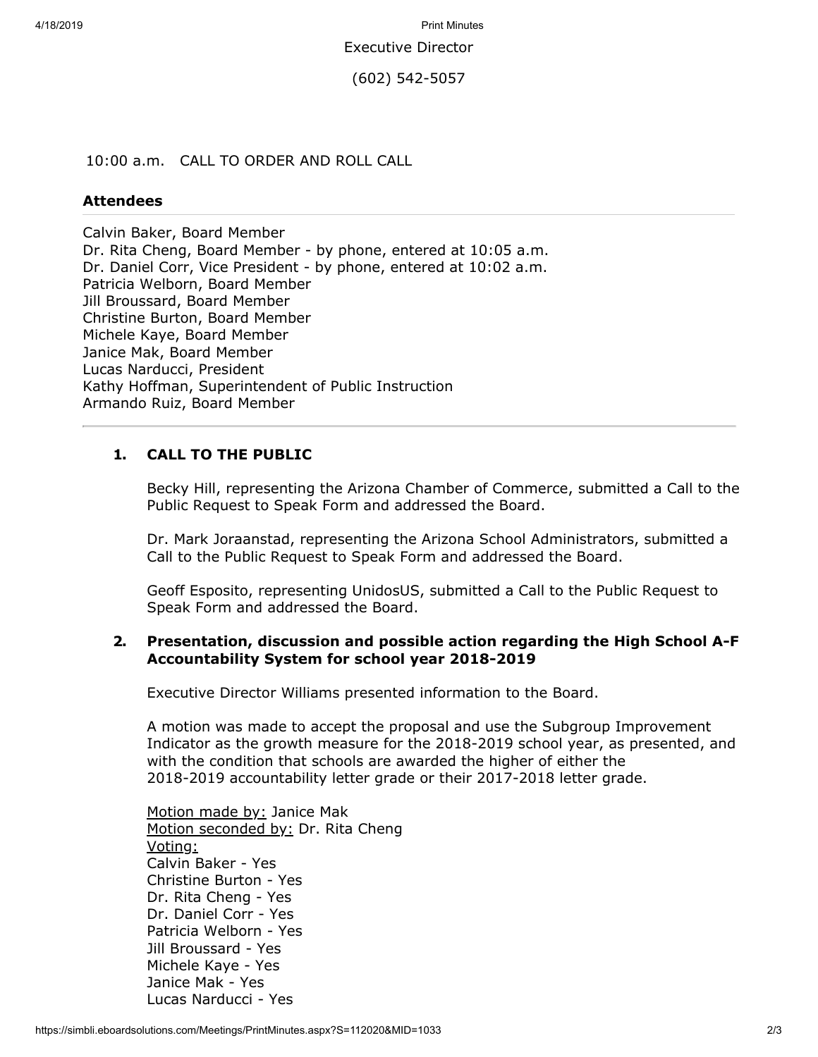Executive Director

(602) 542-5057

10:00 a.m. CALL TO ORDER AND ROLL CALL

### Attendees

Calvin Baker, Board Member
Dr. Rita Cheng, Board Member - by phone, entered at 10:05 a.m.
Dr. Daniel Corr, Vice President - by phone, entered at 10:02 a.m.
Patricia Welborn, Board Member
Jill Broussard, Board Member
Christine Burton, Board Member
Michele Kaye, Board Member
Janice Mak, Board Member
Lucas Narducci, President
Kathy Hoffman, Superintendent of Public Instruction
Armando Ruiz, Board Member

---

### 1. CALL TO THE PUBLIC

Becky Hill, representing the Arizona Chamber of Commerce, submitted a Call to the Public Request to Speak Form and addressed the Board.

Dr. Mark Joraanstad, representing the Arizona School Administrators, submitted a Call to the Public Request to Speak Form and addressed the Board.

Geoff Esposito, representing UnidosUS, submitted a Call to the Public Request to Speak Form and addressed the Board.

### 2. Presentation, discussion and possible action regarding the High School A-F Accountability System for school year 2018-2019

Executive Director Williams presented information to the Board.

A motion was made to accept the proposal and use the Subgroup Improvement Indicator as the growth measure for the 2018-2019 school year, as presented, and with the condition that schools are awarded the higher of either the 2018-2019 accountability letter grade or their 2017-2018 letter grade.

Motion made by: Janice Mak
Motion seconded by: Dr. Rita Cheng
Voting:
Calvin Baker - Yes
Christine Burton - Yes
Dr. Rita Cheng - Yes
Dr. Daniel Corr - Yes
Patricia Welborn - Yes
Jill Broussard - Yes
Michele Kaye - Yes
Janice Mak - Yes
Lucas Narducci - Yes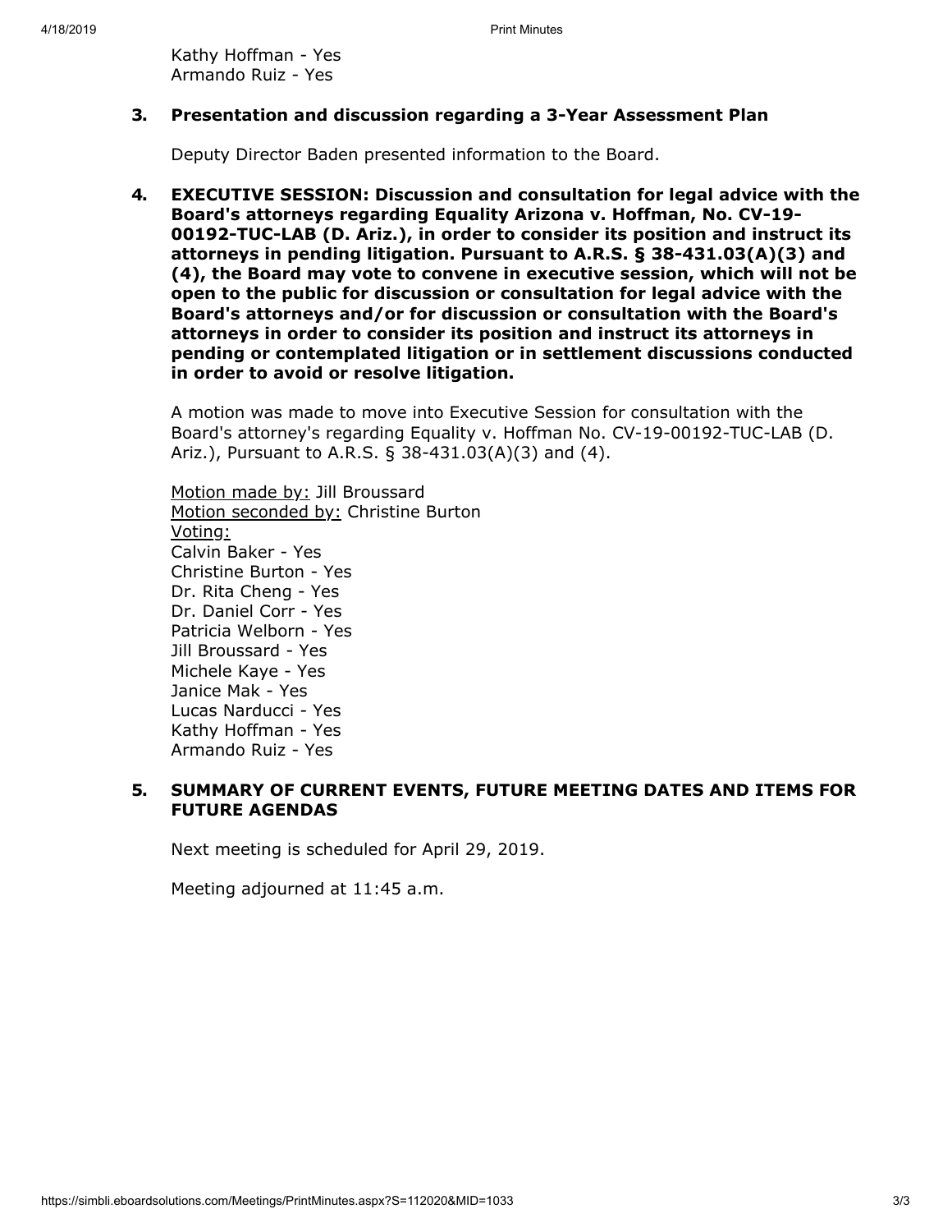Kathy Hoffman - Yes
Armando Ruiz - Yes

**3. Presentation and discussion regarding a 3-Year Assessment Plan**

Deputy Director Baden presented information to the Board.

**4. EXECUTIVE SESSION: Discussion and consultation for legal advice with the Board's attorneys regarding Equality Arizona v. Hoffman, No. CV-19-00192-TUC-LAB (D. Ariz.), in order to consider its position and instruct its attorneys in pending litigation. Pursuant to A.R.S. § 38-431.03(A)(3) and (4), the Board may vote to convene in executive session, which will not be open to the public for discussion or consultation for legal advice with the Board's attorneys and/or for discussion or consultation with the Board's attorneys in order to consider its position and instruct its attorneys in pending or contemplated litigation or in settlement discussions conducted in order to avoid or resolve litigation.**

A motion was made to move into Executive Session for consultation with the Board's attorney's regarding Equality v. Hoffman No. CV-19-00192-TUC-LAB (D. Ariz.), Pursuant to A.R.S. § 38-431.03(A)(3) and (4).

Motion made by: Jill Broussard
Motion seconded by: Christine Burton
Voting:
Calvin Baker - Yes
Christine Burton - Yes
Dr. Rita Cheng - Yes
Dr. Daniel Corr - Yes
Patricia Welborn - Yes
Jill Broussard - Yes
Michele Kaye - Yes
Janice Mak - Yes
Lucas Narducci - Yes
Kathy Hoffman - Yes
Armando Ruiz - Yes

**5. SUMMARY OF CURRENT EVENTS, FUTURE MEETING DATES AND ITEMS FOR FUTURE AGENDAS**

Next meeting is scheduled for April 29, 2019.

Meeting adjourned at 11:45 a.m.